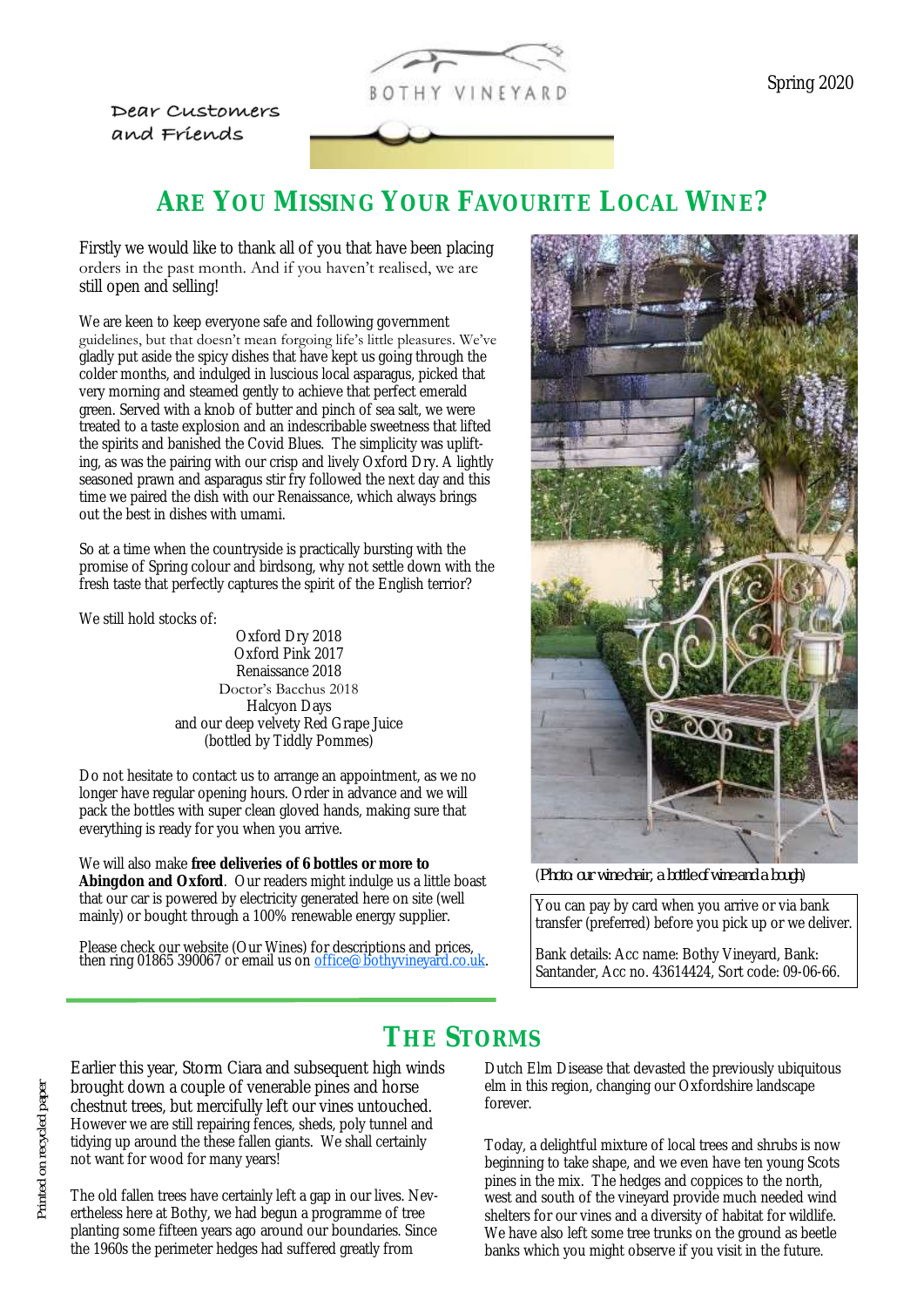Spring 2020

BOTHY VINEYARD

Dear Customers and Friends

# ARE YOU MISSING YOUR FAVOURITE LOCAL WINE?

Firstly we would like to thank all of you that have been placing orders in the past month. And if you haven't realised, we are still open and selling!

We are keen to keep everyone safe and following government guidelines, but that doesn't mean forgoing life's little pleasures. We've gladly put aside the spicy dishes that have kept us going through the colder months, and indulged in luscious local asparagus, picked that very morning and steamed gently to achieve that perfect emerald green. Served with a knob of butter and pinch of sea salt, we were treated to a taste explosion and an indescribable sweetness that lifted the spirits and banished the Covid Blues. The simplicity was uplifting, as was the pairing with our crisp and lively Oxford Dry. A lightly seasoned prawn and asparagus stir fry followed the next day and this time we paired the dish with our Renaissance, which always brings out the best in dishes with umami.

So at a time when the countryside is practically bursting with the promise of Spring colour and birdsong, why not settle down with the fresh taste that perfectly captures the spirit of the English terrior?

We still hold stocks of:

Oxford Dry 2018
Oxford Pink 2017
Renaissance 2018
Doctor's Bacchus 2018
Halcyon Days
and our deep velvety Red Grape Juice
(bottled by Tiddly Pommes)

Do not hesitate to contact us to arrange an appointment, as we no longer have regular opening hours. Order in advance and we will pack the bottles with super clean gloved hands, making sure that everything is ready for you when you arrive.

We will also make **free deliveries of 6 bottles or more to Abingdon and Oxford**. Our readers might indulge us a little boast that our car is powered by electricity generated here on site (well mainly) or bought through a 100% renewable energy supplier.

Please check our website (Our Wines) for descriptions and prices, then ring 01865 390067 or email us on office@bothyvineyard.co.uk.

*(Photo: our wine chair, a bottle of wine and a bough)*

You can pay by card when you arrive or via bank transfer (preferred) before you pick up or we deliver.

Bank details: Acc name: Bothy Vineyard, Bank: Santander, Acc no. 43614424, Sort code: 09-06-66.

# THE STORMS

Earlier this year, Storm Ciara and subsequent high winds brought down a couple of venerable pines and horse chestnut trees, but mercifully left our vines untouched. However we are still repairing fences, sheds, poly tunnel and tidying up around the these fallen giants. We shall certainly not want for wood for many years!

The old fallen trees have certainly left a gap in our lives. Nevertheless here at Bothy, we had begun a programme of tree planting some fifteen years ago around our boundaries. Since the 1960s the perimeter hedges had suffered greatly from Dutch Elm Disease that devasted the previously ubiquitous elm in this region, changing our Oxfordshire landscape forever.

Today, a delightful mixture of local trees and shrubs is now beginning to take shape, and we even have ten young Scots pines in the mix. The hedges and coppices to the north, west and south of the vineyard provide much needed wind shelters for our vines and a diversity of habitat for wildlife. We have also left some tree trunks on the ground as beetle banks which you might observe if you visit in the future.

Printed on recycled paper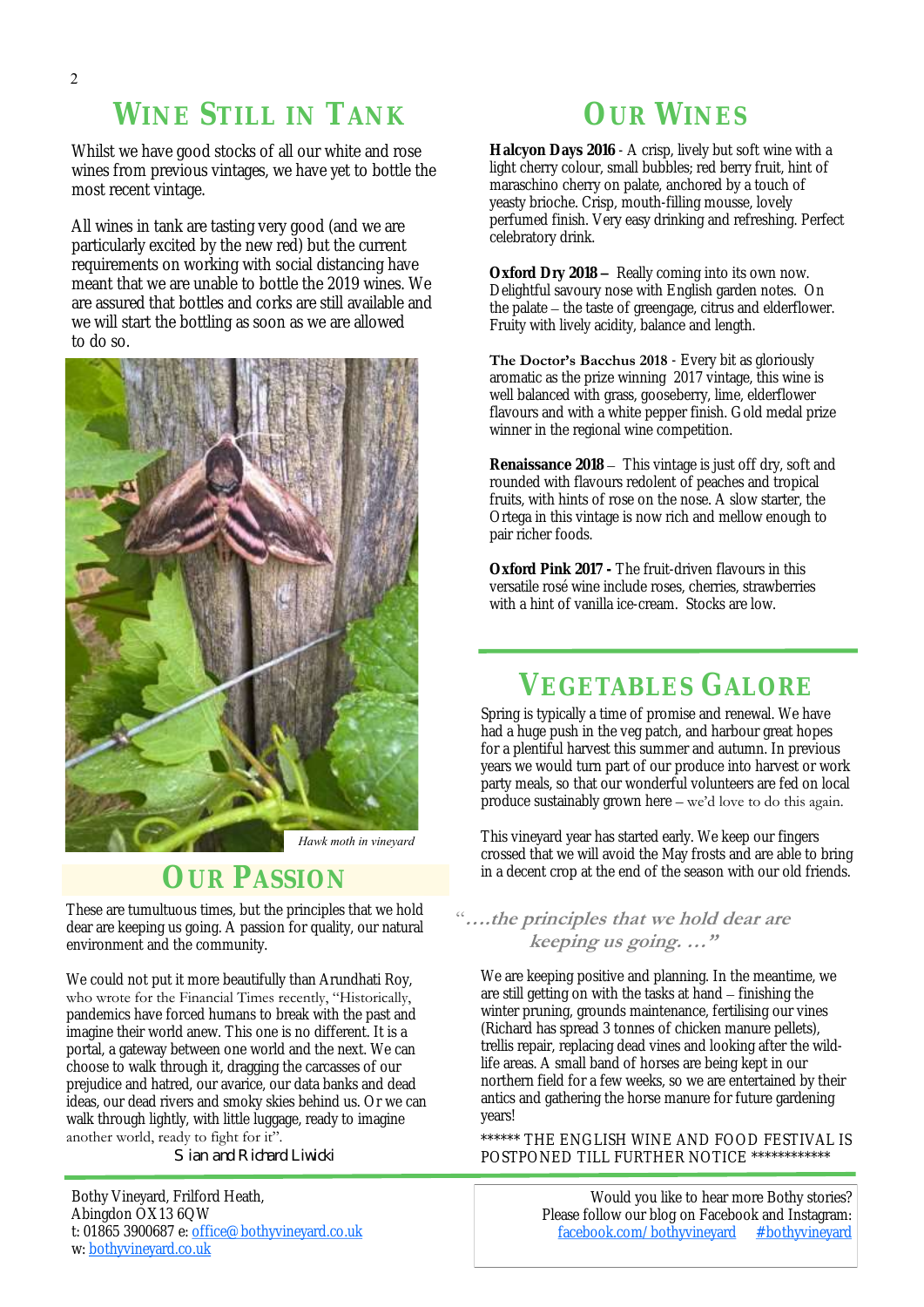# WINE STILL IN TANK

Whilst we have good stocks of all our white and rose wines from previous vintages, we have yet to bottle the most recent vintage.

All wines in tank are tasting very good (and we are particularly excited by the new red) but the current requirements on working with social distancing have meant that we are unable to bottle the 2019 wines. We are assured that bottles and corks are still available and we will start the bottling as soon as we are allowed to do so.

*Hawk moth in vineyard*

# OUR PASSION

These are tumultuous times, but the principles that we hold dear are keeping us going. A passion for quality, our natural environment and the community.

We could not put it more beautifully than Arundhati Roy, who wrote for the Financial Times recently, "Historically, pandemics have forced humans to break with the past and imagine their world anew. This one is no different. It is a portal, a gateway between one world and the next. We can choose to walk through it, dragging the carcasses of our prejudice and hatred, our avarice, our data banks and dead ideas, our dead rivers and smoky skies behind us. Or we can walk through lightly, with little luggage, ready to imagine another world, ready to fight for it".

Sian and Richard Liwicki

# OUR WINES

**Halcyon Days 2016** - A crisp, lively but soft wine with a light cherry colour, small bubbles; red berry fruit, hint of maraschino cherry on palate, anchored by a touch of yeasty brioche. Crisp, mouth-filling mousse, lovely perfumed finish. Very easy drinking and refreshing. Perfect celebratory drink.

**Oxford Dry 2018 –** Really coming into its own now. Delightful savoury nose with English garden notes. On the palate – the taste of greengage, citrus and elderflower. Fruity with lively acidity, balance and length.

**The Doctor's Bacchus 2018** - Every bit as gloriously aromatic as the prize winning 2017 vintage, this wine is well balanced with grass, gooseberry, lime, elderflower flavours and with a white pepper finish. Gold medal prize winner in the regional wine competition.

**Renaissance 2018** – This vintage is just off dry, soft and rounded with flavours redolent of peaches and tropical fruits, with hints of rose on the nose. A slow starter, the Ortega in this vintage is now rich and mellow enough to pair richer foods.

**Oxford Pink 2017 -** The fruit-driven flavours in this versatile rosé wine include roses, cherries, strawberries with a hint of vanilla ice-cream. Stocks are low.

# VEGETABLES GALORE

Spring is typically a time of promise and renewal. We have had a huge push in the veg patch, and harbour great hopes for a plentiful harvest this summer and autumn. In previous years we would turn part of our produce into harvest or work party meals, so that our wonderful volunteers are fed on local produce sustainably grown here – we'd love to do this again.

This vineyard year has started early. We keep our fingers crossed that we will avoid the May frosts and are able to bring in a decent crop at the end of the season with our old friends.

*"….the principles that we hold dear are keeping us going. …"*

We are keeping positive and planning. In the meantime, we are still getting on with the tasks at hand – finishing the winter pruning, grounds maintenance, fertilising our vines (Richard has spread 3 tonnes of chicken manure pellets), trellis repair, replacing dead vines and looking after the wild-life areas. A small band of horses are being kept in our northern field for a few weeks, so we are entertained by their antics and gathering the horse manure for future gardening years!

****** THE ENGLISH WINE AND FOOD FESTIVAL IS POSTPONED TILL FURTHER NOTICE ************

Bothy Vineyard, Frilford Heath,
Abingdon OX13 6QW
t: 01865 3900687 e: office@bothyvineyard.co.uk
w: bothyvineyard.co.uk

Would you like to hear more Bothy stories?
Please follow our blog on Facebook and Instagram:
facebook.com/bothyvineyard #bothyvineyard